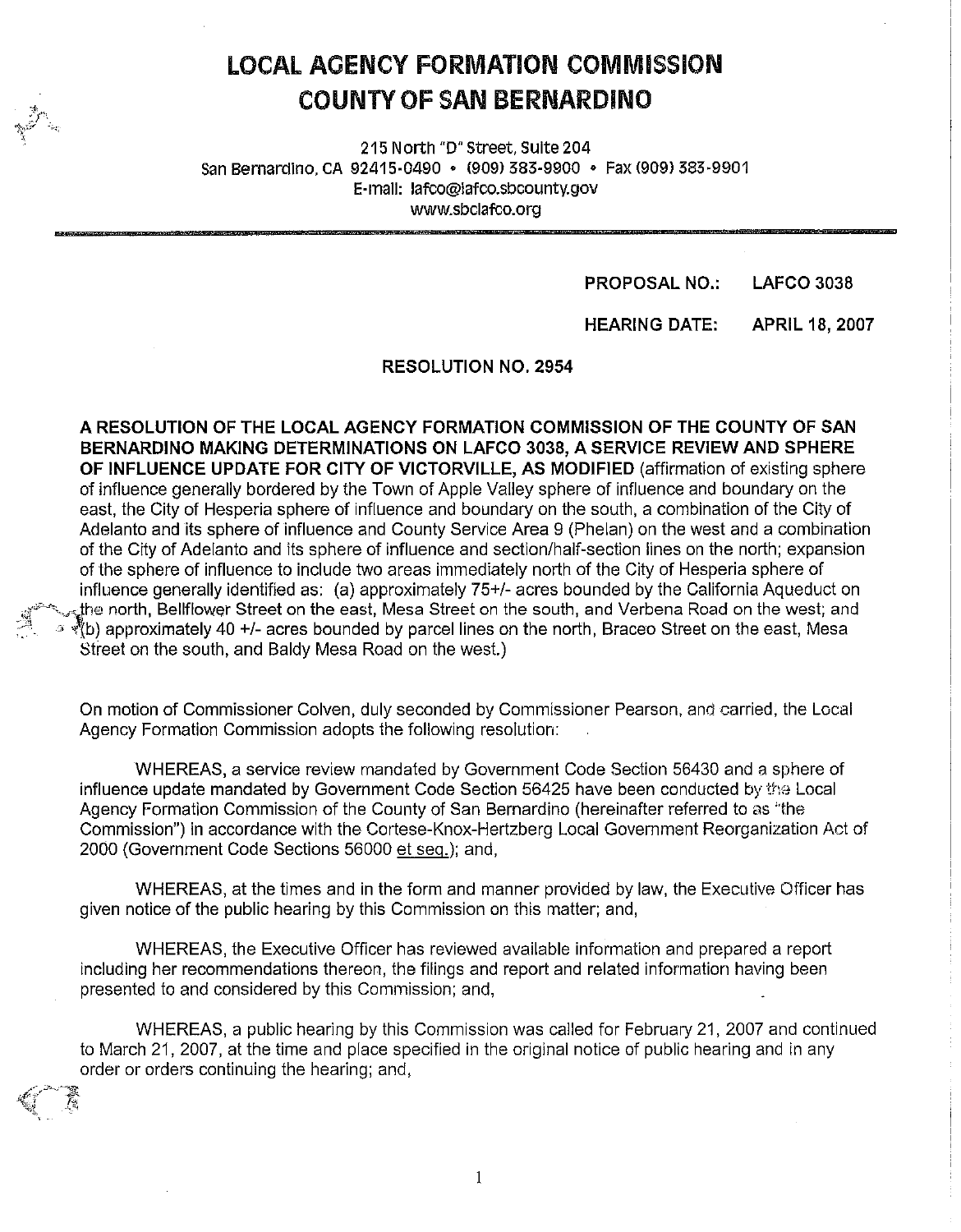# LOCAL AGENCY FORMATION COMMISSION
# COUNTY OF SAN BERNARDINO

215 North "D" Street, Suite 204
San Bernardino, CA 92415-0490 • (909) 383-9900 • Fax (909) 383-9901
E-mail: lafco@lafco.sbcounty.gov
www.sbclafco.org

**PROPOSAL NO.: LAFCO 3038**

**HEARING DATE: APRIL 18, 2007**

**RESOLUTION NO. 2954**

**A RESOLUTION OF THE LOCAL AGENCY FORMATION COMMISSION OF THE COUNTY OF SAN BERNARDINO MAKING DETERMINATIONS ON LAFCO 3038, A SERVICE REVIEW AND SPHERE OF INFLUENCE UPDATE FOR CITY OF VICTORVILLE, AS MODIFIED** (affirmation of existing sphere of influence generally bordered by the Town of Apple Valley sphere of influence and boundary on the east, the City of Hesperia sphere of influence and boundary on the south, a combination of the City of Adelanto and its sphere of influence and County Service Area 9 (Phelan) on the west and a combination of the City of Adelanto and its sphere of influence and section/half-section lines on the north; expansion of the sphere of influence to include two areas immediately north of the City of Hesperia sphere of influence generally identified as: (a) approximately 75+/- acres bounded by the California Aqueduct on the north, Bellflower Street on the east, Mesa Street on the south, and Verbena Road on the west; and (b) approximately 40 +/- acres bounded by parcel lines on the north, Braceo Street on the east, Mesa Street on the south, and Baldy Mesa Road on the west.)

On motion of Commissioner Colven, duly seconded by Commissioner Pearson, and carried, the Local Agency Formation Commission adopts the following resolution:

WHEREAS, a service review mandated by Government Code Section 56430 and a sphere of influence update mandated by Government Code Section 56425 have been conducted by the Local Agency Formation Commission of the County of San Bernardino (hereinafter referred to as "the Commission") in accordance with the Cortese-Knox-Hertzberg Local Government Reorganization Act of 2000 (Government Code Sections 56000 et seq.); and,

WHEREAS, at the times and in the form and manner provided by law, the Executive Officer has given notice of the public hearing by this Commission on this matter; and,

WHEREAS, the Executive Officer has reviewed available information and prepared a report including her recommendations thereon, the filings and report and related information having been presented to and considered by this Commission; and,

WHEREAS, a public hearing by this Commission was called for February 21, 2007 and continued to March 21, 2007, at the time and place specified in the original notice of public hearing and in any order or orders continuing the hearing; and,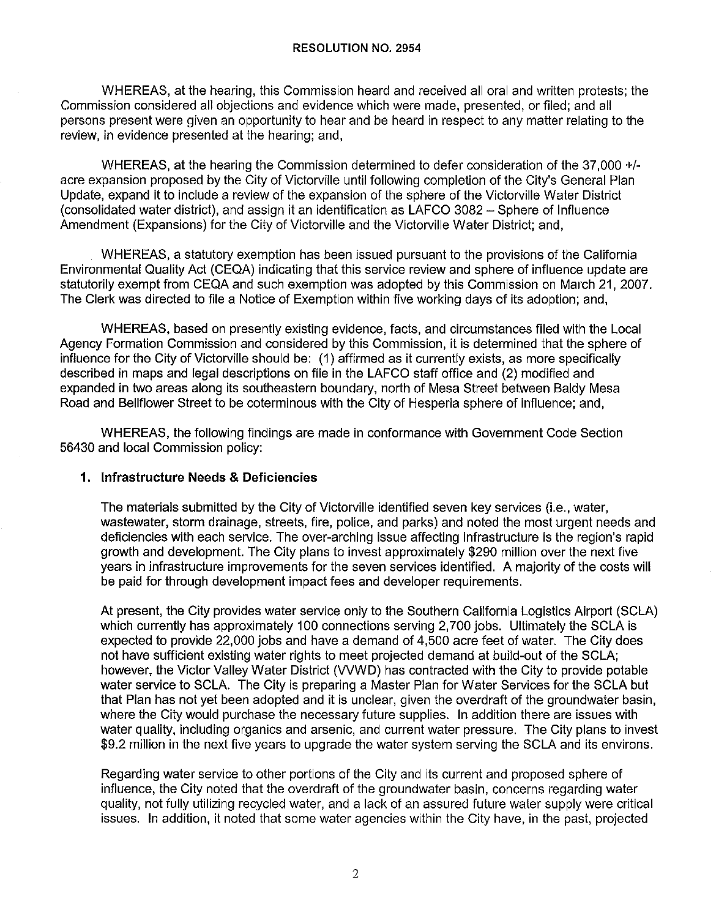**RESOLUTION NO. 2954**

WHEREAS, at the hearing, this Commission heard and received all oral and written protests; the Commission considered all objections and evidence which were made, presented, or filed; and all persons present were given an opportunity to hear and be heard in respect to any matter relating to the review, in evidence presented at the hearing; and,

WHEREAS, at the hearing the Commission determined to defer consideration of the 37,000 +/- acre expansion proposed by the City of Victorville until following completion of the City's General Plan Update, expand it to include a review of the expansion of the sphere of the Victorville Water District (consolidated water district), and assign it an identification as LAFCO 3082 – Sphere of Influence Amendment (Expansions) for the City of Victorville and the Victorville Water District; and,

WHEREAS, a statutory exemption has been issued pursuant to the provisions of the California Environmental Quality Act (CEQA) indicating that this service review and sphere of influence update are statutorily exempt from CEQA and such exemption was adopted by this Commission on March 21, 2007. The Clerk was directed to file a Notice of Exemption within five working days of its adoption; and,

WHEREAS, based on presently existing evidence, facts, and circumstances filed with the Local Agency Formation Commission and considered by this Commission, it is determined that the sphere of influence for the City of Victorville should be: (1) affirmed as it currently exists, as more specifically described in maps and legal descriptions on file in the LAFCO staff office and (2) modified and expanded in two areas along its southeastern boundary, north of Mesa Street between Baldy Mesa Road and Bellflower Street to be coterminous with the City of Hesperia sphere of influence; and,

WHEREAS, the following findings are made in conformance with Government Code Section 56430 and local Commission policy:

1. **Infrastructure Needs & Deficiencies**

   The materials submitted by the City of Victorville identified seven key services (i.e., water, wastewater, storm drainage, streets, fire, police, and parks) and noted the most urgent needs and deficiencies with each service. The over-arching issue affecting infrastructure is the region's rapid growth and development. The City plans to invest approximately $290 million over the next five years in infrastructure improvements for the seven services identified. A majority of the costs will be paid for through development impact fees and developer requirements.

   At present, the City provides water service only to the Southern California Logistics Airport (SCLA) which currently has approximately 100 connections serving 2,700 jobs. Ultimately the SCLA is expected to provide 22,000 jobs and have a demand of 4,500 acre feet of water. The City does not have sufficient existing water rights to meet projected demand at build-out of the SCLA; however, the Victor Valley Water District (VVWD) has contracted with the City to provide potable water service to SCLA. The City is preparing a Master Plan for Water Services for the SCLA but that Plan has not yet been adopted and it is unclear, given the overdraft of the groundwater basin, where the City would purchase the necessary future supplies. In addition there are issues with water quality, including organics and arsenic, and current water pressure. The City plans to invest $9.2 million in the next five years to upgrade the water system serving the SCLA and its environs.

   Regarding water service to other portions of the City and its current and proposed sphere of influence, the City noted that the overdraft of the groundwater basin, concerns regarding water quality, not fully utilizing recycled water, and a lack of an assured future water supply were critical issues. In addition, it noted that some water agencies within the City have, in the past, projected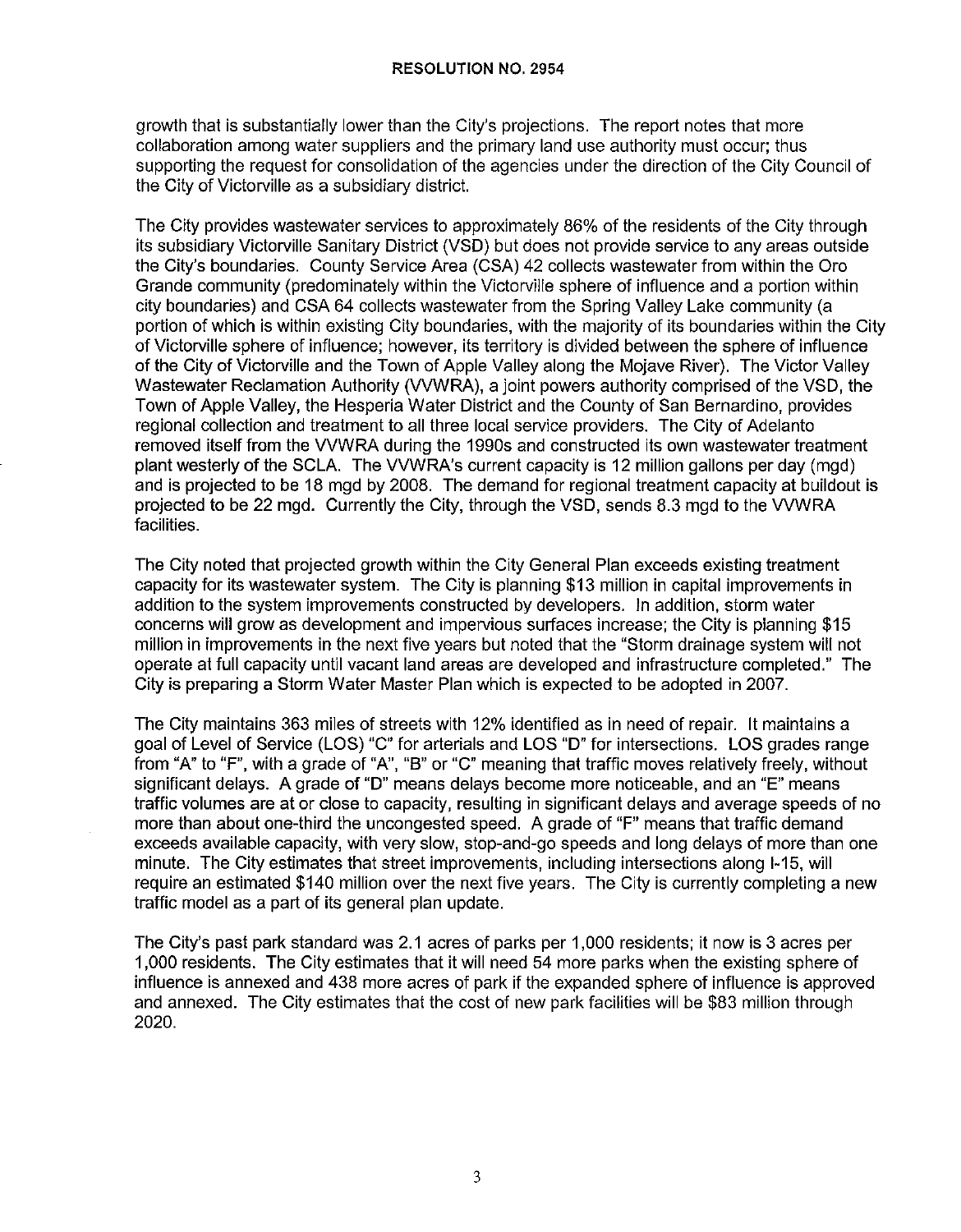growth that is substantially lower than the City's projections. The report notes that more collaboration among water suppliers and the primary land use authority must occur; thus supporting the request for consolidation of the agencies under the direction of the City Council of the City of Victorville as a subsidiary district.

The City provides wastewater services to approximately 86% of the residents of the City through its subsidiary Victorville Sanitary District (VSD) but does not provide service to any areas outside the City's boundaries. County Service Area (CSA) 42 collects wastewater from within the Oro Grande community (predominately within the Victorville sphere of influence and a portion within city boundaries) and CSA 64 collects wastewater from the Spring Valley Lake community (a portion of which is within existing City boundaries, with the majority of its boundaries within the City of Victorville sphere of influence; however, its territory is divided between the sphere of influence of the City of Victorville and the Town of Apple Valley along the Mojave River). The Victor Valley Wastewater Reclamation Authority (VVWRA), a joint powers authority comprised of the VSD, the Town of Apple Valley, the Hesperia Water District and the County of San Bernardino, provides regional collection and treatment to all three local service providers. The City of Adelanto removed itself from the VVWRA during the 1990s and constructed its own wastewater treatment plant westerly of the SCLA. The VVWRA's current capacity is 12 million gallons per day (mgd) and is projected to be 18 mgd by 2008. The demand for regional treatment capacity at buildout is projected to be 22 mgd. Currently the City, through the VSD, sends 8.3 mgd to the VVWRA facilities.

The City noted that projected growth within the City General Plan exceeds existing treatment capacity for its wastewater system. The City is planning $13 million in capital improvements in addition to the system improvements constructed by developers. In addition, storm water concerns will grow as development and impervious surfaces increase; the City is planning $15 million in improvements in the next five years but noted that the "Storm drainage system will not operate at full capacity until vacant land areas are developed and infrastructure completed." The City is preparing a Storm Water Master Plan which is expected to be adopted in 2007.

The City maintains 363 miles of streets with 12% identified as in need of repair. It maintains a goal of Level of Service (LOS) "C" for arterials and LOS "D" for intersections. LOS grades range from "A" to "F", with a grade of "A", "B" or "C" meaning that traffic moves relatively freely, without significant delays. A grade of "D" means delays become more noticeable, and an "E" means traffic volumes are at or close to capacity, resulting in significant delays and average speeds of no more than about one-third the uncongested speed. A grade of "F" means that traffic demand exceeds available capacity, with very slow, stop-and-go speeds and long delays of more than one minute. The City estimates that street improvements, including intersections along I-15, will require an estimated $140 million over the next five years. The City is currently completing a new traffic model as a part of its general plan update.

The City's past park standard was 2.1 acres of parks per 1,000 residents; it now is 3 acres per 1,000 residents. The City estimates that it will need 54 more parks when the existing sphere of influence is annexed and 438 more acres of park if the expanded sphere of influence is approved and annexed. The City estimates that the cost of new park facilities will be $83 million through 2020.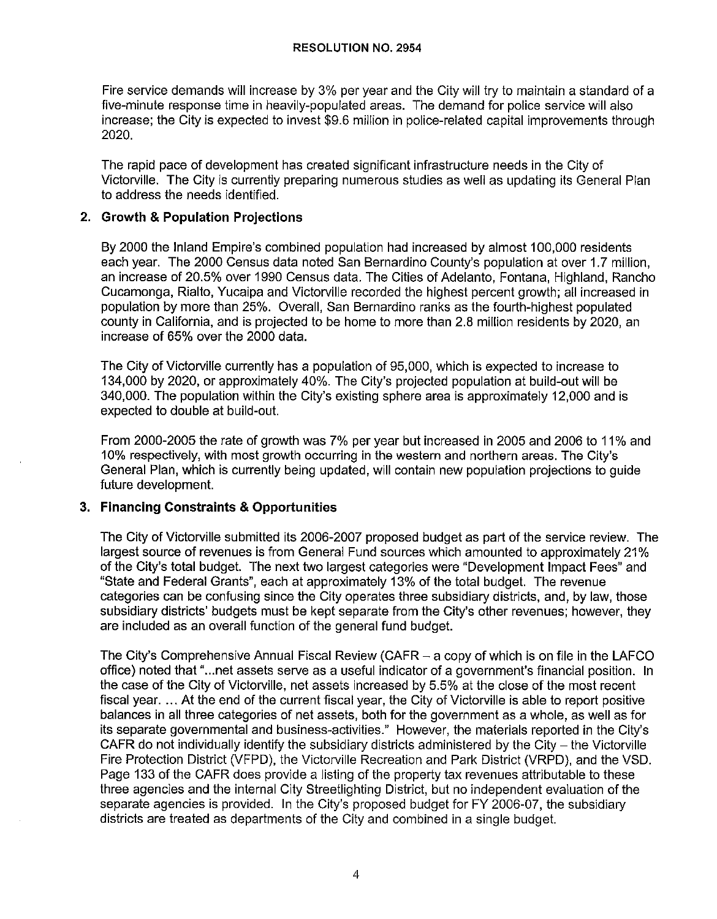Fire service demands will increase by 3% per year and the City will try to maintain a standard of a five-minute response time in heavily-populated areas. The demand for police service will also increase; the City is expected to invest $9.6 million in police-related capital improvements through 2020.

The rapid pace of development has created significant infrastructure needs in the City of Victorville. The City is currently preparing numerous studies as well as updating its General Plan to address the needs identified.

**2. Growth & Population Projections**

By 2000 the Inland Empire's combined population had increased by almost 100,000 residents each year. The 2000 Census data noted San Bernardino County's population at over 1.7 million, an increase of 20.5% over 1990 Census data. The Cities of Adelanto, Fontana, Highland, Rancho Cucamonga, Rialto, Yucaipa and Victorville recorded the highest percent growth; all increased in population by more than 25%. Overall, San Bernardino ranks as the fourth-highest populated county in California, and is projected to be home to more than 2.8 million residents by 2020, an increase of 65% over the 2000 data.

The City of Victorville currently has a population of 95,000, which is expected to increase to 134,000 by 2020, or approximately 40%. The City's projected population at build-out will be 340,000. The population within the City's existing sphere area is approximately 12,000 and is expected to double at build-out.

From 2000-2005 the rate of growth was 7% per year but increased in 2005 and 2006 to 11% and 10% respectively, with most growth occurring in the western and northern areas. The City's General Plan, which is currently being updated, will contain new population projections to guide future development.

**3. Financing Constraints & Opportunities**

The City of Victorville submitted its 2006-2007 proposed budget as part of the service review. The largest source of revenues is from General Fund sources which amounted to approximately 21% of the City's total budget. The next two largest categories were "Development Impact Fees" and "State and Federal Grants", each at approximately 13% of the total budget. The revenue categories can be confusing since the City operates three subsidiary districts, and, by law, those subsidiary districts' budgets must be kept separate from the City's other revenues; however, they are included as an overall function of the general fund budget.

The City's Comprehensive Annual Fiscal Review (CAFR – a copy of which is on file in the LAFCO office) noted that "...net assets serve as a useful indicator of a government's financial position. In the case of the City of Victorville, net assets increased by 5.5% at the close of the most recent fiscal year. ... At the end of the current fiscal year, the City of Victorville is able to report positive balances in all three categories of net assets, both for the government as a whole, as well as for its separate governmental and business-activities." However, the materials reported in the City's CAFR do not individually identify the subsidiary districts administered by the City – the Victorville Fire Protection District (VFPD), the Victorville Recreation and Park District (VRPD), and the VSD. Page 133 of the CAFR does provide a listing of the property tax revenues attributable to these three agencies and the internal City Streetlighting District, but no independent evaluation of the separate agencies is provided. In the City's proposed budget for FY 2006-07, the subsidiary districts are treated as departments of the City and combined in a single budget.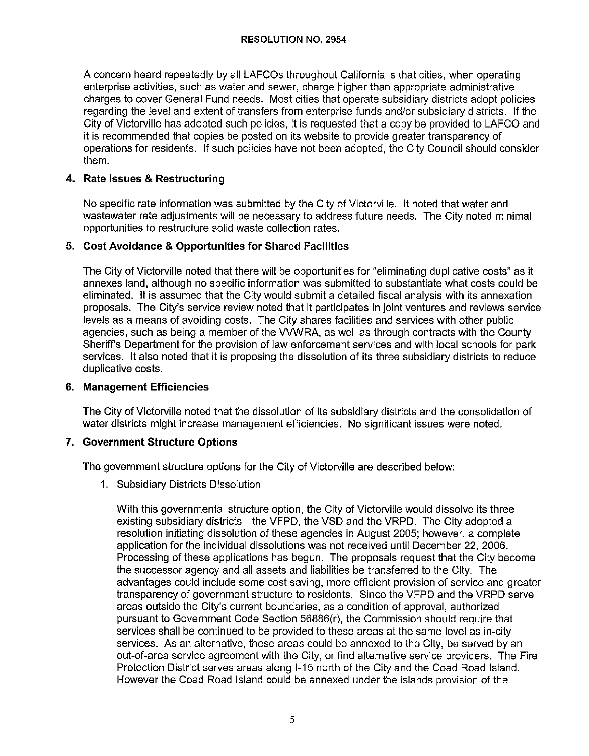A concern heard repeatedly by all LAFCOs throughout California is that cities, when operating enterprise activities, such as water and sewer, charge higher than appropriate administrative charges to cover General Fund needs. Most cities that operate subsidiary districts adopt policies regarding the level and extent of transfers from enterprise funds and/or subsidiary districts. If the City of Victorville has adopted such policies, it is requested that a copy be provided to LAFCO and it is recommended that copies be posted on its website to provide greater transparency of operations for residents. If such policies have not been adopted, the City Council should consider them.

**4. Rate Issues & Restructuring**

No specific rate information was submitted by the City of Victorville. It noted that water and wastewater rate adjustments will be necessary to address future needs. The City noted minimal opportunities to restructure solid waste collection rates.

**5. Cost Avoidance & Opportunities for Shared Facilities**

The City of Victorville noted that there will be opportunities for "eliminating duplicative costs" as it annexes land, although no specific information was submitted to substantiate what costs could be eliminated. It is assumed that the City would submit a detailed fiscal analysis with its annexation proposals. The City's service review noted that it participates in joint ventures and reviews service levels as a means of avoiding costs. The City shares facilities and services with other public agencies, such as being a member of the VVWRA, as well as through contracts with the County Sheriff's Department for the provision of law enforcement services and with local schools for park services. It also noted that it is proposing the dissolution of its three subsidiary districts to reduce duplicative costs.

**6. Management Efficiencies**

The City of Victorville noted that the dissolution of its subsidiary districts and the consolidation of water districts might increase management efficiencies. No significant issues were noted.

**7. Government Structure Options**

The government structure options for the City of Victorville are described below:

1. Subsidiary Districts Dissolution

   With this governmental structure option, the City of Victorville would dissolve its three existing subsidiary districts—the VFPD, the VSD and the VRPD. The City adopted a resolution initiating dissolution of these agencies in August 2005; however, a complete application for the individual dissolutions was not received until December 22, 2006. Processing of these applications has begun. The proposals request that the City become the successor agency and all assets and liabilities be transferred to the City. The advantages could include some cost saving, more efficient provision of service and greater transparency of government structure to residents. Since the VFPD and the VRPD serve areas outside the City's current boundaries, as a condition of approval, authorized pursuant to Government Code Section 56886(r), the Commission should require that services shall be continued to be provided to these areas at the same level as in-city services. As an alternative, these areas could be annexed to the City, be served by an out-of-area service agreement with the City, or find alternative service providers. The Fire Protection District serves areas along I-15 north of the City and the Coad Road Island. However the Coad Road Island could be annexed under the islands provision of the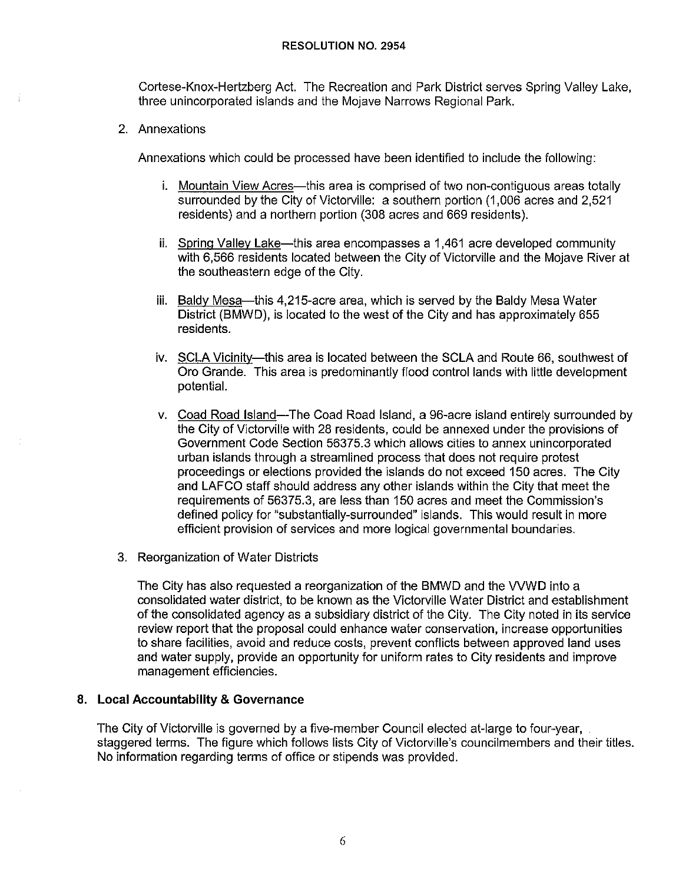Cortese-Knox-Hertzberg Act. The Recreation and Park District serves Spring Valley Lake, three unincorporated islands and the Mojave Narrows Regional Park.

2. Annexations

   Annexations which could be processed have been identified to include the following:

   i. Mountain View Acres—this area is comprised of two non-contiguous areas totally surrounded by the City of Victorville: a southern portion (1,006 acres and 2,521 residents) and a northern portion (308 acres and 669 residents).

   ii. Spring Valley Lake—this area encompasses a 1,461 acre developed community with 6,566 residents located between the City of Victorville and the Mojave River at the southeastern edge of the City.

   iii. Baldy Mesa—this 4,215-acre area, which is served by the Baldy Mesa Water District (BMWD), is located to the west of the City and has approximately 655 residents.

   iv. SCLA Vicinity—this area is located between the SCLA and Route 66, southwest of Oro Grande. This area is predominantly flood control lands with little development potential.

   v. Coad Road Island—The Coad Road Island, a 96-acre island entirely surrounded by the City of Victorville with 28 residents, could be annexed under the provisions of Government Code Section 56375.3 which allows cities to annex unincorporated urban islands through a streamlined process that does not require protest proceedings or elections provided the islands do not exceed 150 acres. The City and LAFCO staff should address any other islands within the City that meet the requirements of 56375.3, are less than 150 acres and meet the Commission's defined policy for "substantially-surrounded" islands. This would result in more efficient provision of services and more logical governmental boundaries.

3. Reorganization of Water Districts

   The City has also requested a reorganization of the BMWD and the VVWD into a consolidated water district, to be known as the Victorville Water District and establishment of the consolidated agency as a subsidiary district of the City. The City noted in its service review report that the proposal could enhance water conservation, increase opportunities to share facilities, avoid and reduce costs, prevent conflicts between approved land uses and water supply, provide an opportunity for uniform rates to City residents and improve management efficiencies.

## 8. Local Accountability & Governance

The City of Victorville is governed by a five-member Council elected at-large to four-year, staggered terms. The figure which follows lists City of Victorville's councilmembers and their titles. No information regarding terms of office or stipends was provided.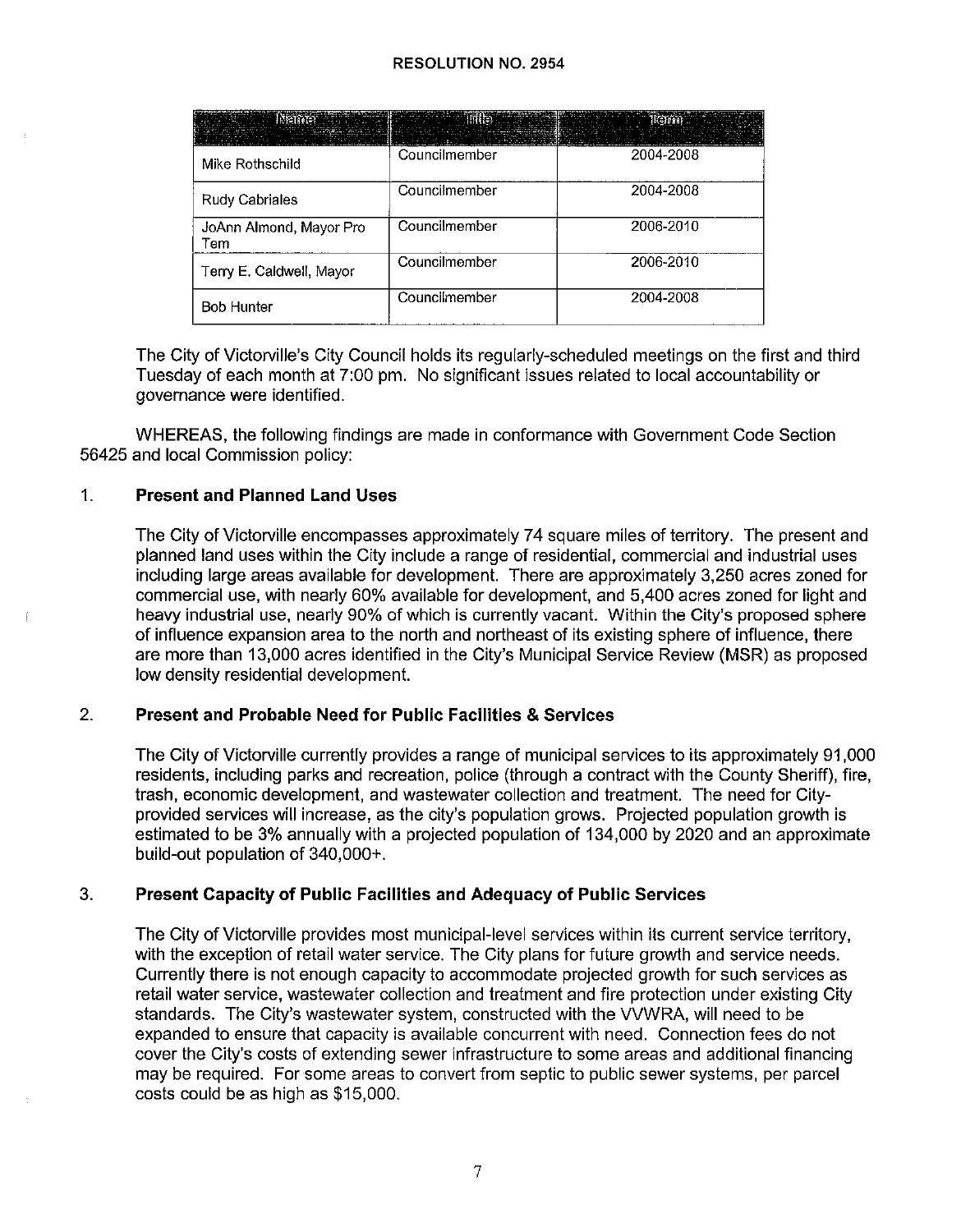RESOLUTION NO. 2954

| Name | Title | Term |
|---|---|---|
| Mike Rothschild | Councilmember | 2004-2008 |
| Rudy Cabriales | Councilmember | 2004-2008 |
| JoAnn Almond, Mayor Pro Tem | Councilmember | 2006-2010 |
| Terry E. Caldwell, Mayor | Councilmember | 2006-2010 |
| Bob Hunter | Councilmember | 2004-2008 |

The City of Victorville's City Council holds its regularly-scheduled meetings on the first and third Tuesday of each month at 7:00 pm. No significant issues related to local accountability or governance were identified.

WHEREAS, the following findings are made in conformance with Government Code Section 56425 and local Commission policy:

1. **Present and Planned Land Uses**

   The City of Victorville encompasses approximately 74 square miles of territory. The present and planned land uses within the City include a range of residential, commercial and industrial uses including large areas available for development. There are approximately 3,250 acres zoned for commercial use, with nearly 60% available for development, and 5,400 acres zoned for light and heavy industrial use, nearly 90% of which is currently vacant. Within the City's proposed sphere of influence expansion area to the north and northeast of its existing sphere of influence, there are more than 13,000 acres identified in the City's Municipal Service Review (MSR) as proposed low density residential development.

2. **Present and Probable Need for Public Facilities & Services**

   The City of Victorville currently provides a range of municipal services to its approximately 91,000 residents, including parks and recreation, police (through a contract with the County Sheriff), fire, trash, economic development, and wastewater collection and treatment. The need for City-provided services will increase, as the city's population grows. Projected population growth is estimated to be 3% annually with a projected population of 134,000 by 2020 and an approximate build-out population of 340,000+.

3. **Present Capacity of Public Facilities and Adequacy of Public Services**

   The City of Victorville provides most municipal-level services within its current service territory, with the exception of retail water service. The City plans for future growth and service needs. Currently there is not enough capacity to accommodate projected growth for such services as retail water service, wastewater collection and treatment and fire protection under existing City standards. The City's wastewater system, constructed with the VVWRA, will need to be expanded to ensure that capacity is available concurrent with need. Connection fees do not cover the City's costs of extending sewer infrastructure to some areas and additional financing may be required. For some areas to convert from septic to public sewer systems, per parcel costs could be as high as $15,000.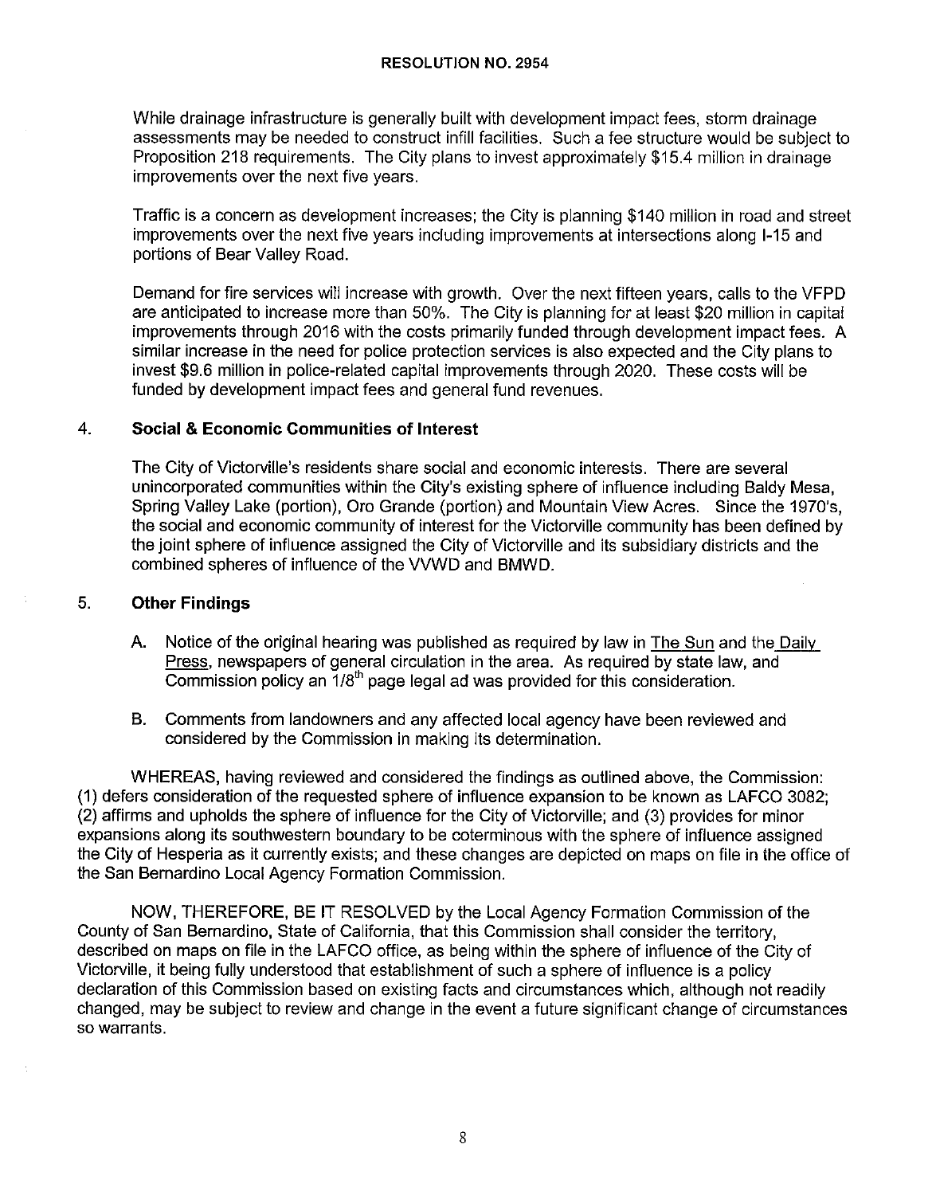While drainage infrastructure is generally built with development impact fees, storm drainage assessments may be needed to construct infill facilities. Such a fee structure would be subject to Proposition 218 requirements. The City plans to invest approximately $15.4 million in drainage improvements over the next five years.

Traffic is a concern as development increases; the City is planning $140 million in road and street improvements over the next five years including improvements at intersections along I-15 and portions of Bear Valley Road.

Demand for fire services will increase with growth. Over the next fifteen years, calls to the VFPD are anticipated to increase more than 50%. The City is planning for at least $20 million in capital improvements through 2016 with the costs primarily funded through development impact fees. A similar increase in the need for police protection services is also expected and the City plans to invest $9.6 million in police-related capital improvements through 2020. These costs will be funded by development impact fees and general fund revenues.

## 4. Social & Economic Communities of Interest

The City of Victorville's residents share social and economic interests. There are several unincorporated communities within the City's existing sphere of influence including Baldy Mesa, Spring Valley Lake (portion), Oro Grande (portion) and Mountain View Acres. Since the 1970's, the social and economic community of interest for the Victorville community has been defined by the joint sphere of influence assigned the City of Victorville and its subsidiary districts and the combined spheres of influence of the VVWD and BMWD.

## 5. Other Findings

A. Notice of the original hearing was published as required by law in The Sun and the Daily Press, newspapers of general circulation in the area. As required by state law, and Commission policy an 1/8th page legal ad was provided for this consideration.

B. Comments from landowners and any affected local agency have been reviewed and considered by the Commission in making its determination.

WHEREAS, having reviewed and considered the findings as outlined above, the Commission: (1) defers consideration of the requested sphere of influence expansion to be known as LAFCO 3082; (2) affirms and upholds the sphere of influence for the City of Victorville; and (3) provides for minor expansions along its southwestern boundary to be coterminous with the sphere of influence assigned the City of Hesperia as it currently exists; and these changes are depicted on maps on file in the office of the San Bernardino Local Agency Formation Commission.

NOW, THEREFORE, BE IT RESOLVED by the Local Agency Formation Commission of the County of San Bernardino, State of California, that this Commission shall consider the territory, described on maps on file in the LAFCO office, as being within the sphere of influence of the City of Victorville, it being fully understood that establishment of such a sphere of influence is a policy declaration of this Commission based on existing facts and circumstances which, although not readily changed, may be subject to review and change in the event a future significant change of circumstances so warrants.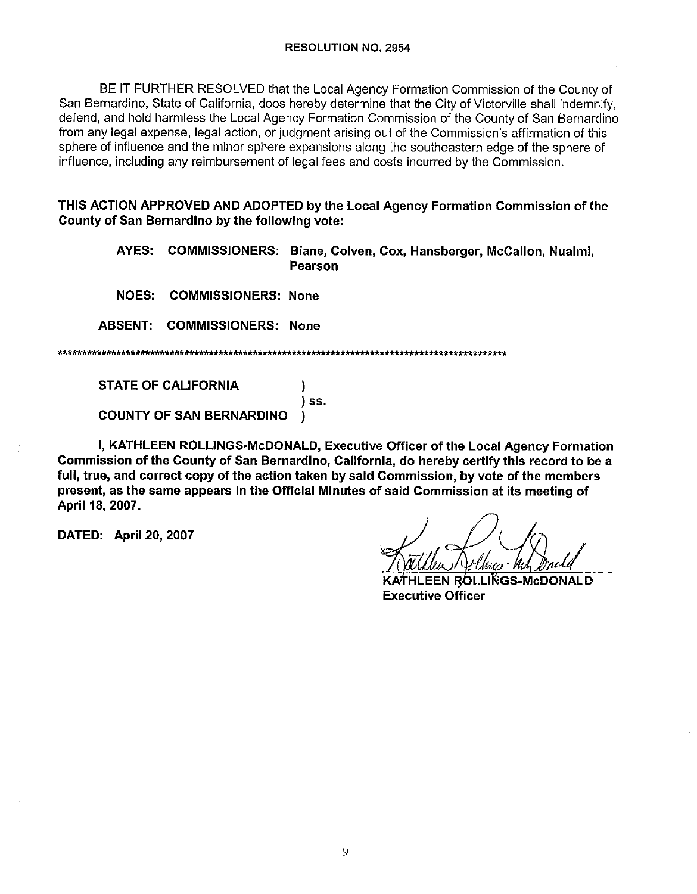**RESOLUTION NO. 2954**

BE IT FURTHER RESOLVED that the Local Agency Formation Commission of the County of San Bernardino, State of California, does hereby determine that the City of Victorville shall indemnify, defend, and hold harmless the Local Agency Formation Commission of the County of San Bernardino from any legal expense, legal action, or judgment arising out of the Commission's affirmation of this sphere of influence and the minor sphere expansions along the southeastern edge of the sphere of influence, including any reimbursement of legal fees and costs incurred by the Commission.

**THIS ACTION APPROVED AND ADOPTED by the Local Agency Formation Commission of the County of San Bernardino by the following vote:**

**AYES: COMMISSIONERS: Biane, Colven, Cox, Hansberger, McCallon, Nuaimi, Pearson**

**NOES: COMMISSIONERS: None**

**ABSENT: COMMISSIONERS: None**

*********************************************************************************************

**STATE OF CALIFORNIA )**
**) ss.**
**COUNTY OF SAN BERNARDINO )**

**I, KATHLEEN ROLLINGS-McDONALD, Executive Officer of the Local Agency Formation Commission of the County of San Bernardino, California, do hereby certify this record to be a full, true, and correct copy of the action taken by said Commission, by vote of the members present, as the same appears in the Official Minutes of said Commission at its meeting of April 18, 2007.**

**DATED: April 20, 2007**

**KATHLEEN ROLLINGS-McDONALD**
**Executive Officer**